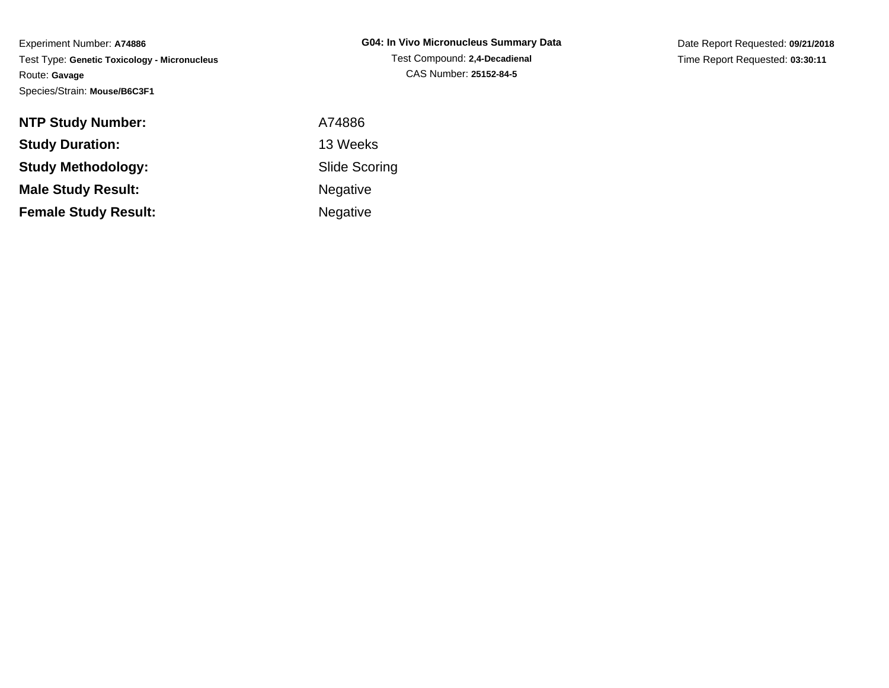Experiment Number: **A74886**
Test Type: **Genetic Toxicology - Micronucleus**
Route: **Gavage**
Species/Strain: **Mouse/B6C3F1**

**G04: In Vivo Micronucleus Summary Data**
Test Compound: **2,4-Decadienal**
CAS Number: **25152-84-5**

Date Report Requested: **09/21/2018**
Time Report Requested: **03:30:11**

| | |
|---|---|
| **NTP Study Number:** | A74886 |
| **Study Duration:** | 13 Weeks |
| **Study Methodology:** | Slide Scoring |
| **Male Study Result:** | Negative |
| **Female Study Result:** | Negative |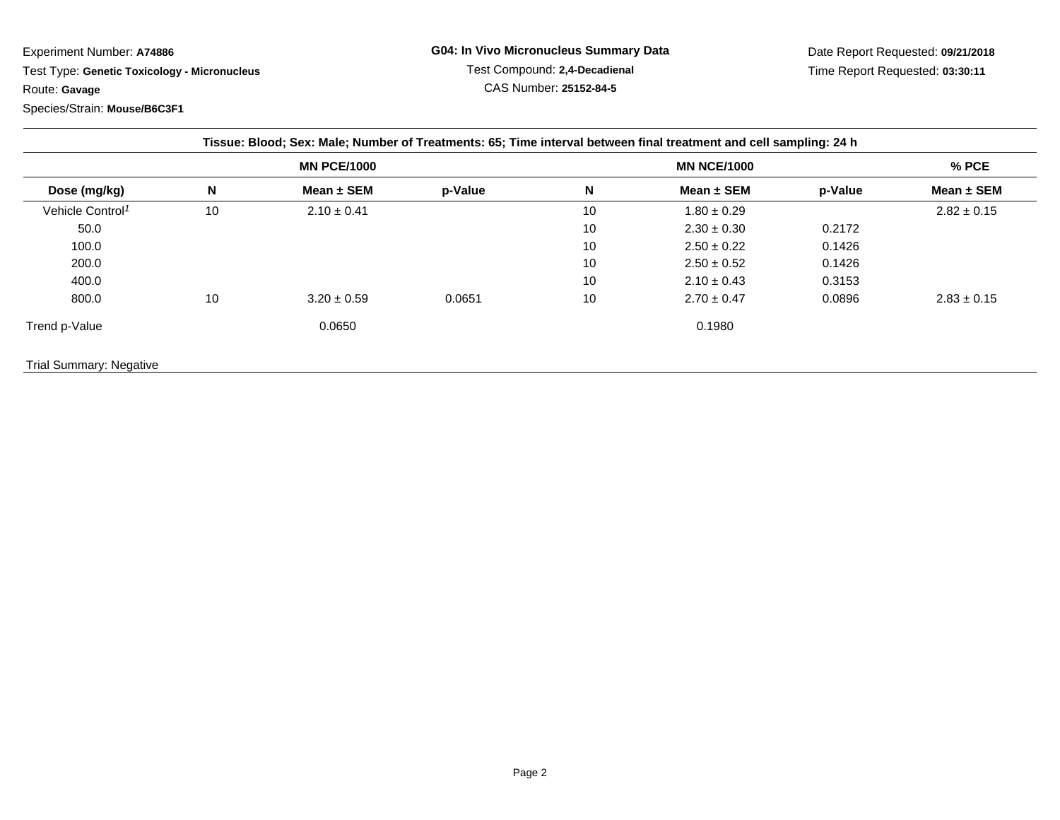Experiment Number: **A74886**

Test Type: **Genetic Toxicology - Micronucleus**

Route: **Gavage**

Species/Strain: **Mouse/B6C3F1**

**G04: In Vivo Micronucleus Summary Data**

Test Compound: **2,4-Decadienal**

CAS Number: **25152-84-5**

Date Report Requested: **09/21/2018**

Time Report Requested: **03:30:11**

| Tissue: Blood; Sex: Male; Number of Treatments: 65; Time interval between final treatment and cell sampling: 24 h | | | | | | | |
|---|---|---|---|---|---|---|---|
| | MN PCE/1000 | | | MN NCE/1000 | | | % PCE |
| **Dose (mg/kg)** | **N** | **Mean ± SEM** | **p-Value** | **N** | **Mean ± SEM** | **p-Value** | **Mean ± SEM** |
| Vehicle Control[1] | 10 | 2.10 ± 0.41 | | 10 | 1.80 ± 0.29 | | 2.82 ± 0.15 |
| 50.0 | | | | 10 | 2.30 ± 0.30 | 0.2172 | |
| 100.0 | | | | 10 | 2.50 ± 0.22 | 0.1426 | |
| 200.0 | | | | 10 | 2.50 ± 0.52 | 0.1426 | |
| 400.0 | | | | 10 | 2.10 ± 0.43 | 0.3153 | |
| 800.0 | 10 | 3.20 ± 0.59 | 0.0651 | 10 | 2.70 ± 0.47 | 0.0896 | 2.83 ± 0.15 |
| Trend p-Value | | 0.0650 | | | 0.1980 | | |

Trial Summary: Negative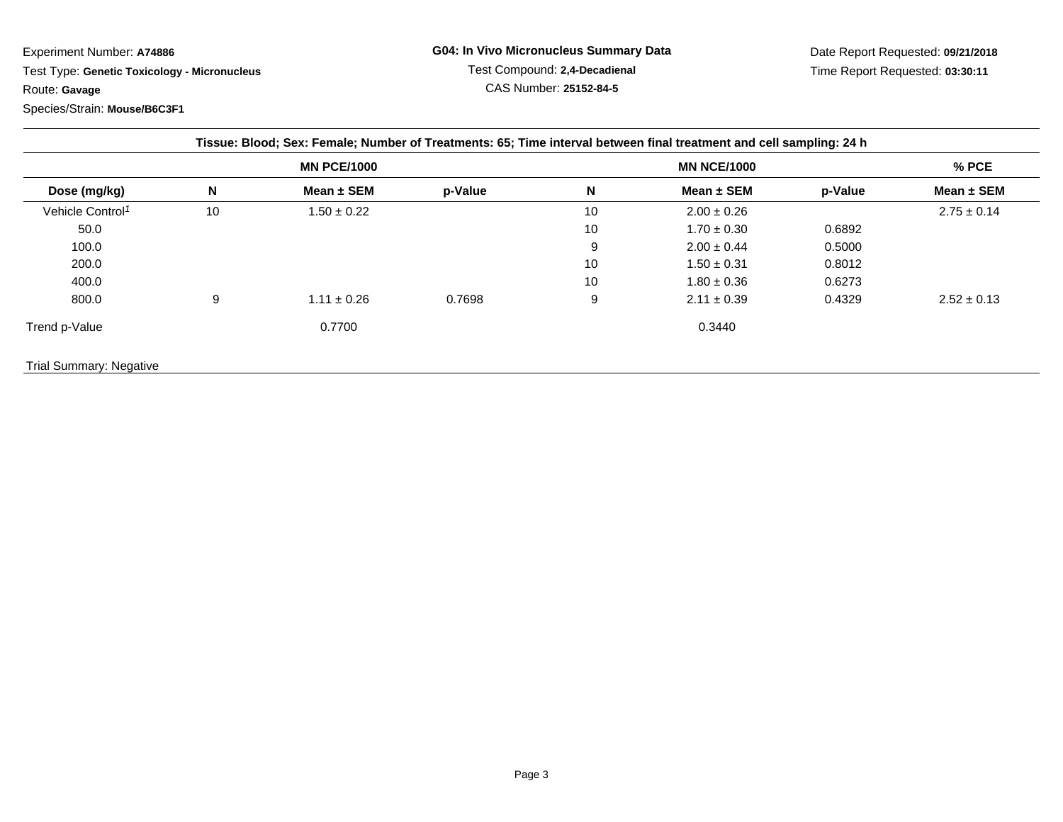Experiment Number: **A74886**

Test Type: **Genetic Toxicology - Micronucleus**

Route: **Gavage**

Species/Strain: **Mouse/B6C3F1**

**G04: In Vivo Micronucleus Summary Data**

Test Compound: **2,4-Decadienal**

CAS Number: **25152-84-5**

Date Report Requested: **09/21/2018**

Time Report Requested: **03:30:11**

| Tissue: Blood; Sex: Female; Number of Treatments: 65; Time interval between final treatment and cell sampling: 24 h | | | | | | | |
|---|---|---|---|---|---|---|---|
| | MN PCE/1000 | | | MN NCE/1000 | | | % PCE |
| Dose (mg/kg) | N | Mean ± SEM | p-Value | N | Mean ± SEM | p-Value | Mean ± SEM |
| Vehicle Control[1] | 10 | 1.50 ± 0.22 | | 10 | 2.00 ± 0.26 | | 2.75 ± 0.14 |
| 50.0 | | | | 10 | 1.70 ± 0.30 | 0.6892 | |
| 100.0 | | | | 9 | 2.00 ± 0.44 | 0.5000 | |
| 200.0 | | | | 10 | 1.50 ± 0.31 | 0.8012 | |
| 400.0 | | | | 10 | 1.80 ± 0.36 | 0.6273 | |
| 800.0 | 9 | 1.11 ± 0.26 | 0.7698 | 9 | 2.11 ± 0.39 | 0.4329 | 2.52 ± 0.13 |
| Trend p-Value | | 0.7700 | | | 0.3440 | | |

Trial Summary: Negative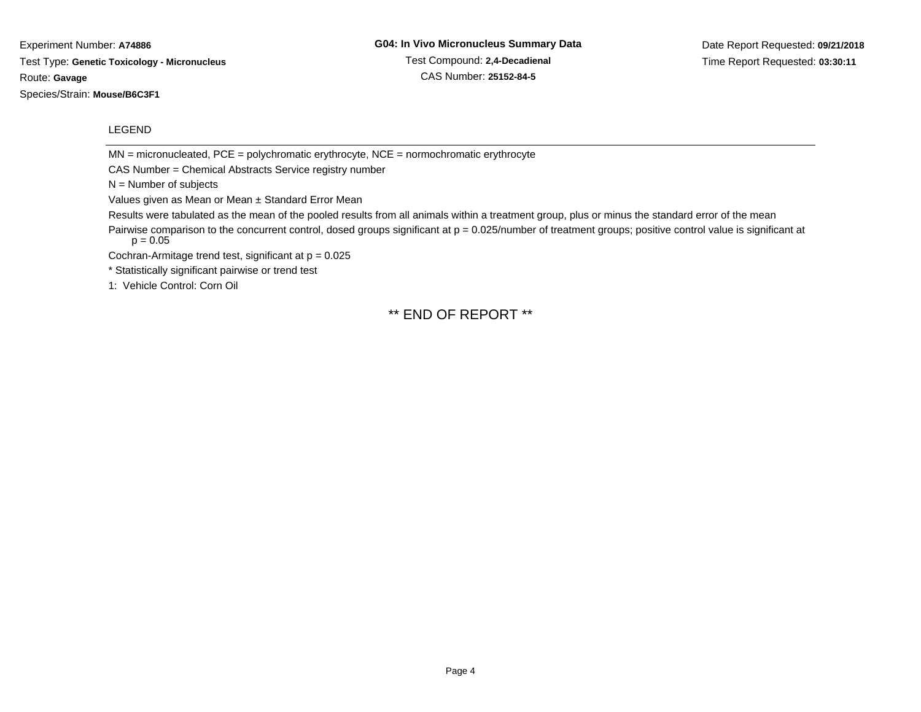Experiment Number: **A74886**

Test Type: **Genetic Toxicology - Micronucleus**

Route: **Gavage**

Species/Strain: **Mouse/B6C3F1**

**G04: In Vivo Micronucleus Summary Data**

Test Compound: **2,4-Decadienal**

CAS Number: **25152-84-5**

Date Report Requested: **09/21/2018**

Time Report Requested: **03:30:11**

LEGEND

MN = micronucleated, PCE = polychromatic erythrocyte, NCE = normochromatic erythrocyte

CAS Number = Chemical Abstracts Service registry number

N = Number of subjects

Values given as Mean or Mean ± Standard Error Mean

Results were tabulated as the mean of the pooled results from all animals within a treatment group, plus or minus the standard error of the mean

Pairwise comparison to the concurrent control, dosed groups significant at p = 0.025/number of treatment groups; positive control value is significant at p = 0.05

Cochran-Armitage trend test, significant at p = 0.025

* Statistically significant pairwise or trend test

1: Vehicle Control: Corn Oil

** END OF REPORT **